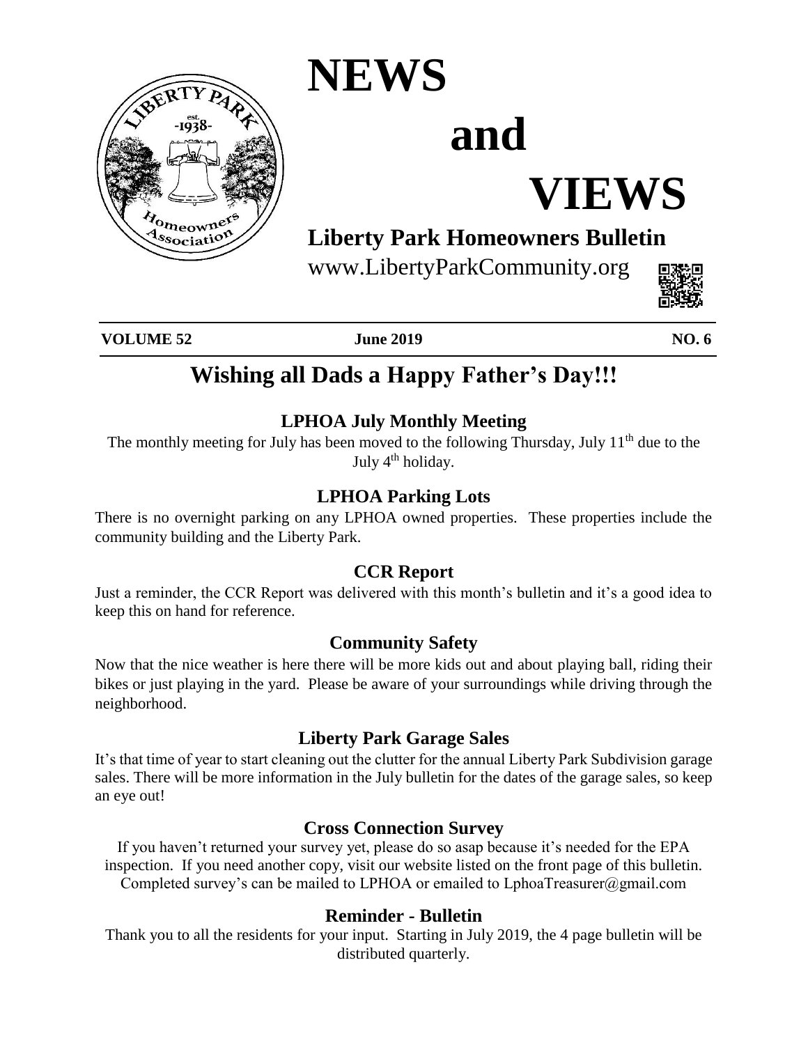# NEWS and VIEWS

## Liberty Park Homeowners Bulletin

www.LibertyParkCommunity.org

**VOLUME 52** **June 2019** **NO. 6**

## Wishing all Dads a Happy Father's Day!!!

### LPHOA July Monthly Meeting

The monthly meeting for July has been moved to the following Thursday, July 11th due to the July 4th holiday.

### LPHOA Parking Lots

There is no overnight parking on any LPHOA owned properties. These properties include the community building and the Liberty Park.

### CCR Report

Just a reminder, the CCR Report was delivered with this month's bulletin and it's a good idea to keep this on hand for reference.

### Community Safety

Now that the nice weather is here there will be more kids out and about playing ball, riding their bikes or just playing in the yard. Please be aware of your surroundings while driving through the neighborhood.

### Liberty Park Garage Sales

It's that time of year to start cleaning out the clutter for the annual Liberty Park Subdivision garage sales. There will be more information in the July bulletin for the dates of the garage sales, so keep an eye out!

### Cross Connection Survey

If you haven't returned your survey yet, please do so asap because it's needed for the EPA inspection. If you need another copy, visit our website listed on the front page of this bulletin. Completed survey's can be mailed to LPHOA or emailed to LphoaTreasurer@gmail.com

### Reminder - Bulletin

Thank you to all the residents for your input. Starting in July 2019, the 4 page bulletin will be distributed quarterly.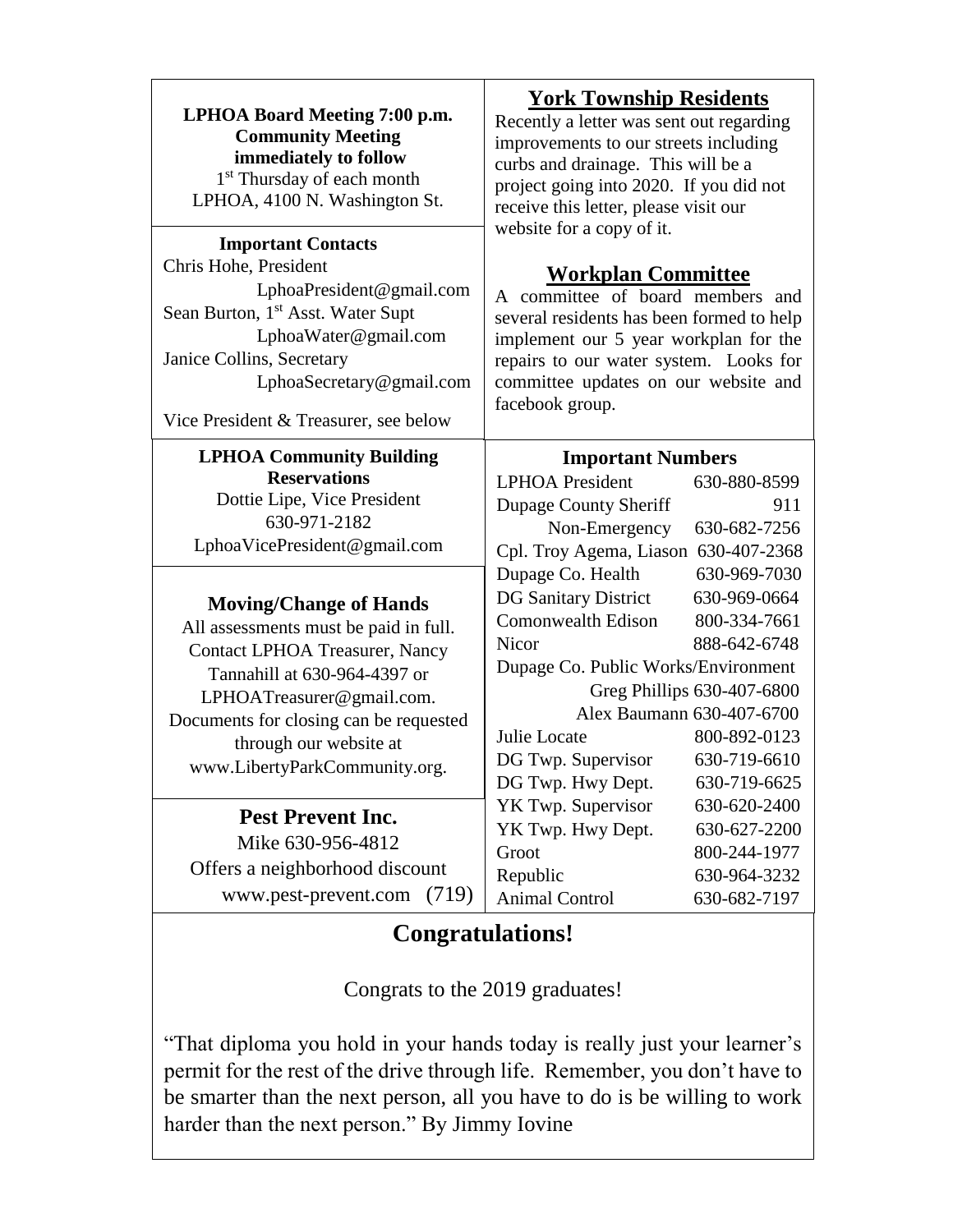**LPHOA Board Meeting 7:00 p.m.**
**Community Meeting immediately to follow**
1st Thursday of each month
LPHOA, 4100 N. Washington St.

**Important Contacts**

Chris Hohe, President
LphoaPresident@gmail.com
Sean Burton, 1st Asst. Water Supt
LphoaWater@gmail.com
Janice Collins, Secretary
LphoaSecretary@gmail.com

Vice President & Treasurer, see below

**LPHOA Community Building Reservations**
Dottie Lipe, Vice President
630-971-2182
LphoaVicePresident@gmail.com

**Moving/Change of Hands**

All assessments must be paid in full. Contact LPHOA Treasurer, Nancy Tannahill at 630-964-4397 or LPHOATreasurer@gmail.com. Documents for closing can be requested through our website at www.LibertyParkCommunity.org.

**Pest Prevent Inc.**

Mike 630-956-4812
Offers a neighborhood discount
www.pest-prevent.com (719)

## York Township Residents

Recently a letter was sent out regarding improvements to our streets including curbs and drainage. This will be a project going into 2020. If you did not receive this letter, please visit our website for a copy of it.

## Workplan Committee

A committee of board members and several residents has been formed to help implement our 5 year workplan for the repairs to our water system. Looks for committee updates on our website and facebook group.

**Important Numbers**

| | |
|---|---|
| LPHOA President | 630-880-8599 |
| Dupage County Sheriff | 911 |
| Non-Emergency | 630-682-7256 |
| Cpl. Troy Agema, Liason | 630-407-2368 |
| Dupage Co. Health | 630-969-7030 |
| DG Sanitary District | 630-969-0664 |
| Comonwealth Edison | 800-334-7661 |
| Nicor | 888-642-6748 |
| Dupage Co. Public Works/Environment | |
| Greg Phillips | 630-407-6800 |
| Alex Baumann | 630-407-6700 |
| Julie Locate | 800-892-0123 |
| DG Twp. Supervisor | 630-719-6610 |
| DG Twp. Hwy Dept. | 630-719-6625 |
| YK Twp. Supervisor | 630-620-2400 |
| YK Twp. Hwy Dept. | 630-627-2200 |
| Groot | 800-244-1977 |
| Republic | 630-964-3232 |
| Animal Control | 630-682-7197 |

## Congratulations!

Congrats to the 2019 graduates!

"That diploma you hold in your hands today is really just your learner's permit for the rest of the drive through life. Remember, you don't have to be smarter than the next person, all you have to do is be willing to work harder than the next person." By Jimmy Iovine